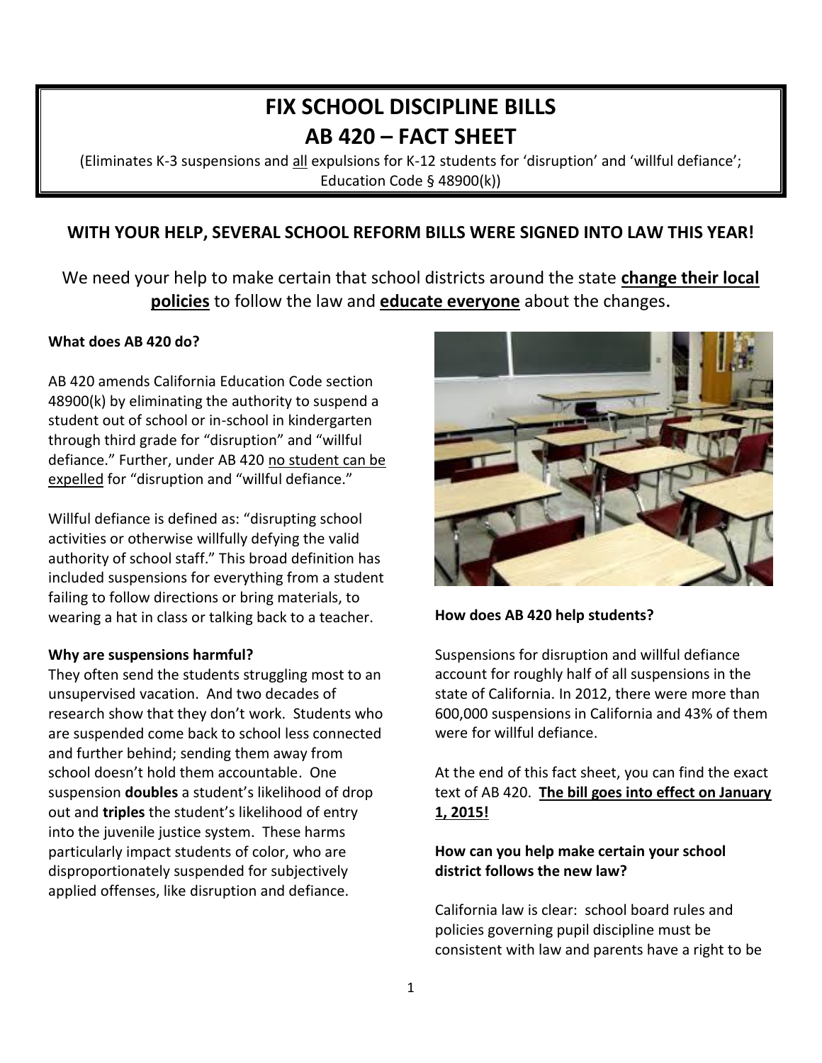# FIX SCHOOL DISCIPLINE BILLS
# AB 420 – FACT SHEET

(Eliminates K-3 suspensions and all expulsions for K-12 students for 'disruption' and 'willful defiance'; Education Code § 48900(k))

## WITH YOUR HELP, SEVERAL SCHOOL REFORM BILLS WERE SIGNED INTO LAW THIS YEAR!

We need your help to make certain that school districts around the state **change their local policies** to follow the law and **educate everyone** about the changes.

**What does AB 420 do?**

AB 420 amends California Education Code section 48900(k) by eliminating the authority to suspend a student out of school or in-school in kindergarten through third grade for "disruption" and "willful defiance." Further, under AB 420 no student can be expelled for "disruption and "willful defiance."

Willful defiance is defined as: "disrupting school activities or otherwise willfully defying the valid authority of school staff." This broad definition has included suspensions for everything from a student failing to follow directions or bring materials, to wearing a hat in class or talking back to a teacher.

**Why are suspensions harmful?**

They often send the students struggling most to an unsupervised vacation. And two decades of research show that they don't work. Students who are suspended come back to school less connected and further behind; sending them away from school doesn't hold them accountable. One suspension **doubles** a student's likelihood of drop out and **triples** the student's likelihood of entry into the juvenile justice system. These harms particularly impact students of color, who are disproportionately suspended for subjectively applied offenses, like disruption and defiance.

**How does AB 420 help students?**

Suspensions for disruption and willful defiance account for roughly half of all suspensions in the state of California. In 2012, there were more than 600,000 suspensions in California and 43% of them were for willful defiance.

At the end of this fact sheet, you can find the exact text of AB 420. **The bill goes into effect on January 1, 2015!**

**How can you help make certain your school district follows the new law?**

California law is clear: school board rules and policies governing pupil discipline must be consistent with law and parents have a right to be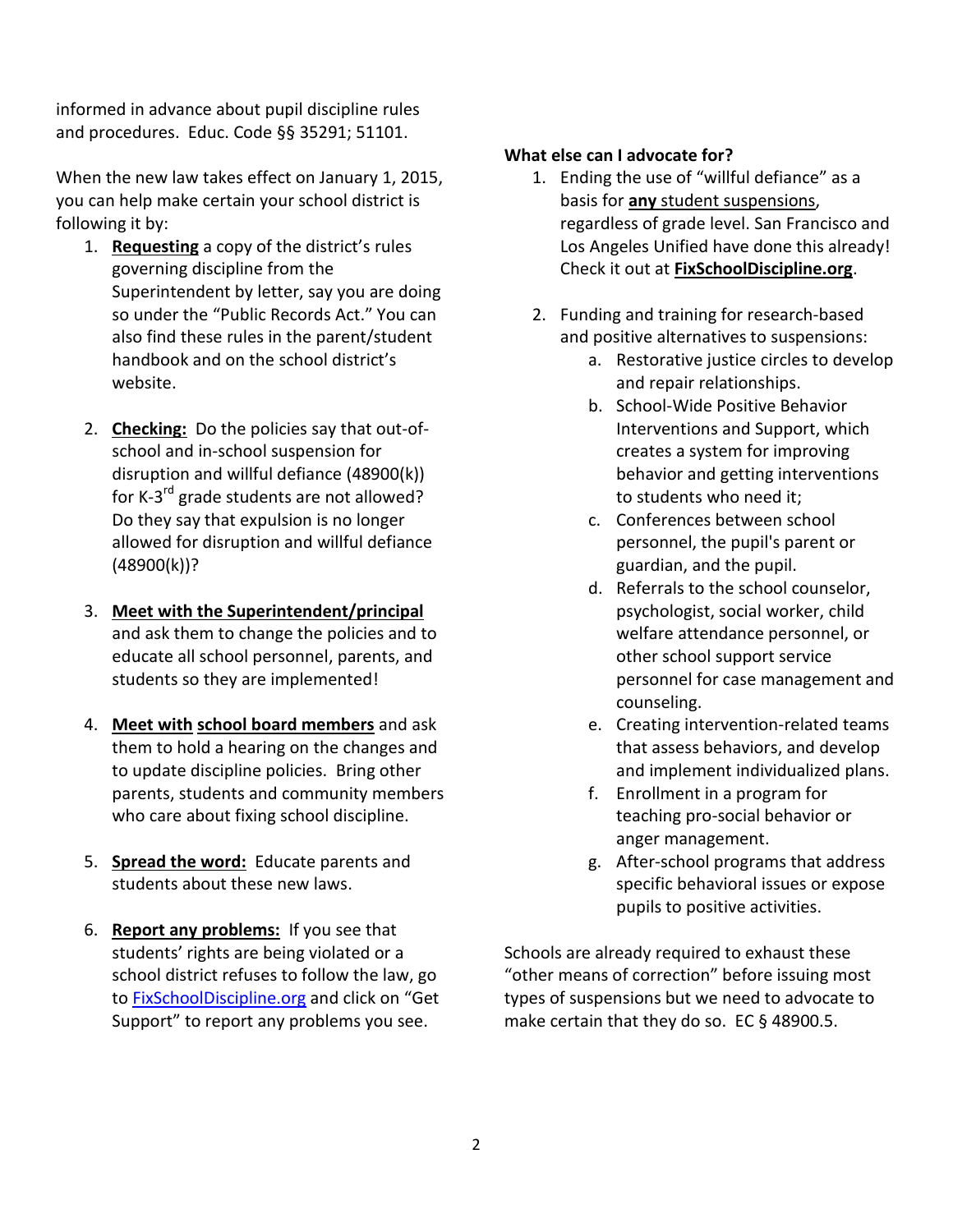informed in advance about pupil discipline rules and procedures. Educ. Code §§ 35291; 51101.

When the new law takes effect on January 1, 2015, you can help make certain your school district is following it by:

1. **Requesting** a copy of the district's rules governing discipline from the Superintendent by letter, say you are doing so under the "Public Records Act." You can also find these rules in the parent/student handbook and on the school district's website.

2. **Checking:** Do the policies say that out-of-school and in-school suspension for disruption and willful defiance (48900(k)) for K-3rd grade students are not allowed? Do they say that expulsion is no longer allowed for disruption and willful defiance (48900(k))?

3. **Meet with the Superintendent/principal** and ask them to change the policies and to educate all school personnel, parents, and students so they are implemented!

4. **Meet with school board members** and ask them to hold a hearing on the changes and to update discipline policies. Bring other parents, students and community members who care about fixing school discipline.

5. **Spread the word:** Educate parents and students about these new laws.

6. **Report any problems:** If you see that students' rights are being violated or a school district refuses to follow the law, go to FixSchoolDiscipline.org and click on "Get Support" to report any problems you see.

**What else can I advocate for?**

1. Ending the use of "willful defiance" as a basis for **any** student suspensions, regardless of grade level. San Francisco and Los Angeles Unified have done this already! Check it out at **FixSchoolDiscipline.org**.

2. Funding and training for research-based and positive alternatives to suspensions:
   a. Restorative justice circles to develop and repair relationships.
   b. School-Wide Positive Behavior Interventions and Support, which creates a system for improving behavior and getting interventions to students who need it;
   c. Conferences between school personnel, the pupil's parent or guardian, and the pupil.
   d. Referrals to the school counselor, psychologist, social worker, child welfare attendance personnel, or other school support service personnel for case management and counseling.
   e. Creating intervention-related teams that assess behaviors, and develop and implement individualized plans.
   f. Enrollment in a program for teaching pro-social behavior or anger management.
   g. After-school programs that address specific behavioral issues or expose pupils to positive activities.

Schools are already required to exhaust these "other means of correction" before issuing most types of suspensions but we need to advocate to make certain that they do so. EC § 48900.5.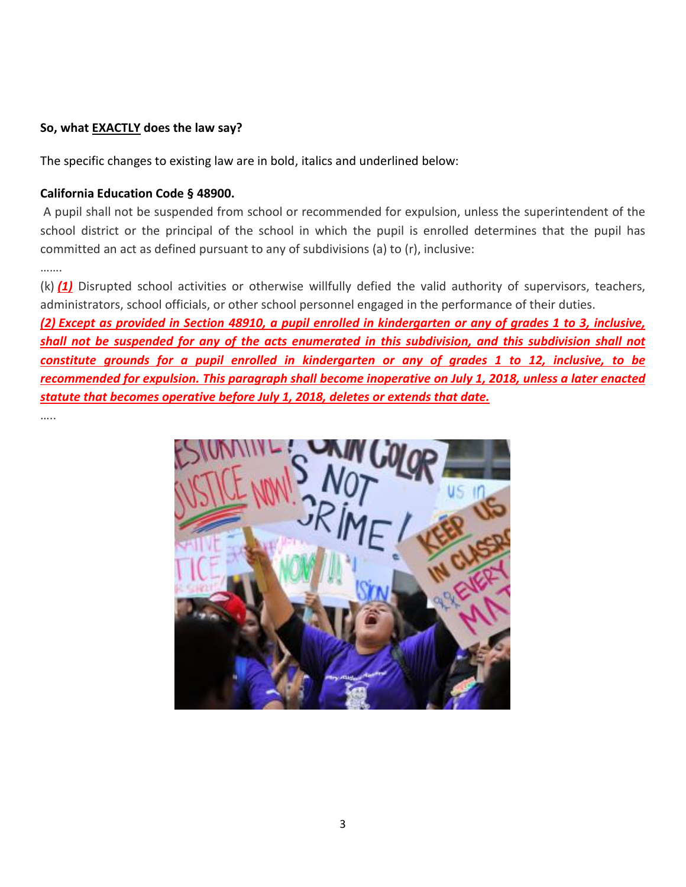**So, what <u>EXACTLY</u> does the law say?**

The specific changes to existing law are in bold, italics and underlined below:

**California Education Code § 48900.**

A pupil shall not be suspended from school or recommended for expulsion, unless the superintendent of the school district or the principal of the school in which the pupil is enrolled determines that the pupil has committed an act as defined pursuant to any of subdivisions (a) to (r), inclusive:

…….

(k) ***<u>(1)</u>*** Disrupted school activities or otherwise willfully defied the valid authority of supervisors, teachers, administrators, school officials, or other school personnel engaged in the performance of their duties.

***<u>(2) Except as provided in Section 48910, a pupil enrolled in kindergarten or any of grades 1 to 3, inclusive, shall not be suspended for any of the acts enumerated in this subdivision, and this subdivision shall not constitute grounds for a pupil enrolled in kindergarten or any of grades 1 to 12, inclusive, to be recommended for expulsion. This paragraph shall become inoperative on July 1, 2018, unless a later enacted statute that becomes operative before July 1, 2018, deletes or extends that date.</u>***

…..